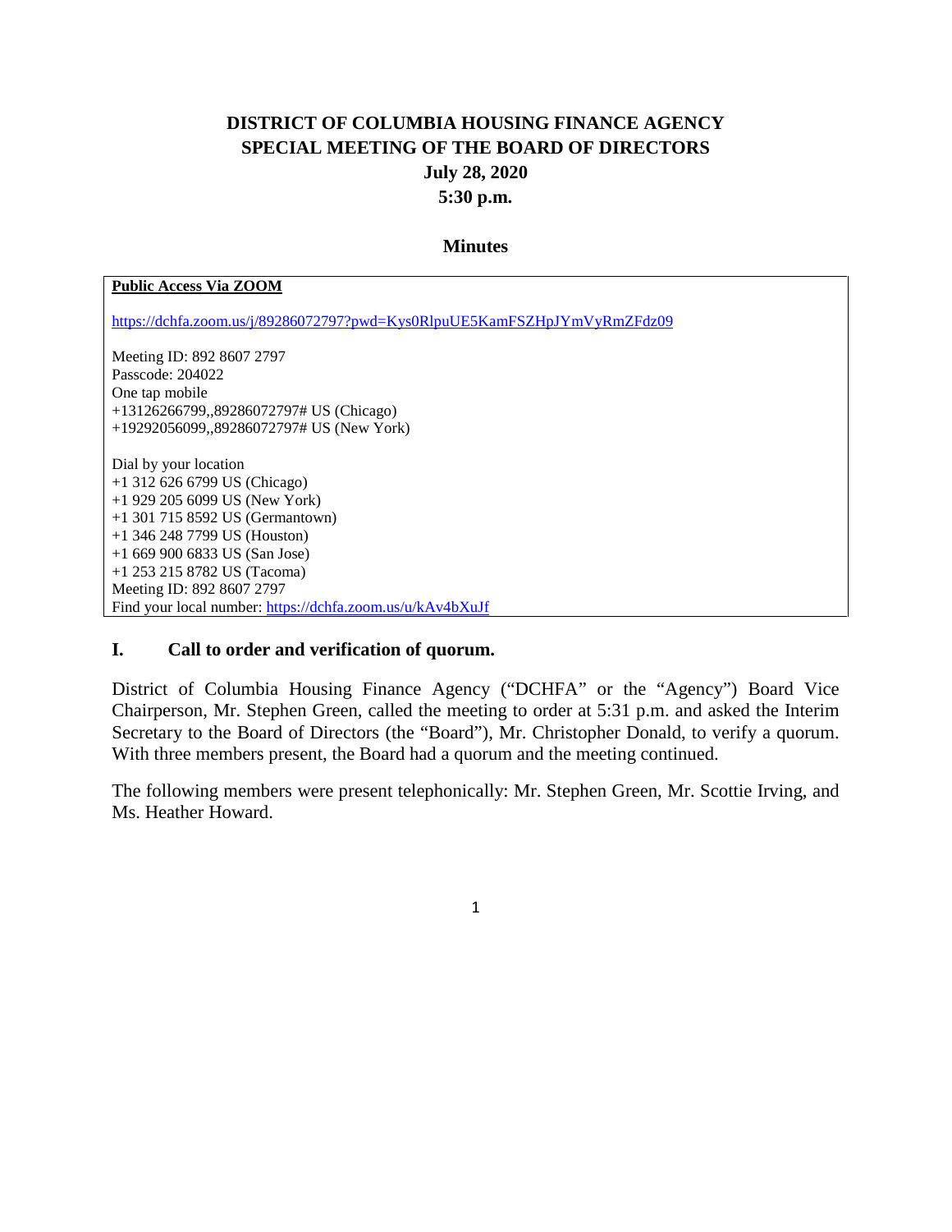# DISTRICT OF COLUMBIA HOUSING FINANCE AGENCY
# SPECIAL MEETING OF THE BOARD OF DIRECTORS
# July 28, 2020
# 5:30 p.m.

## Minutes

**Public Access Via ZOOM**

https://dchfa.zoom.us/j/89286072797?pwd=Kys0RlpuUE5KamFSZHpJYmVyRmZFdz09

Meeting ID: 892 8607 2797
Passcode: 204022
One tap mobile
+13126266799,,89286072797# US (Chicago)
+19292056099,,89286072797# US (New York)

Dial by your location
+1 312 626 6799 US (Chicago)
+1 929 205 6099 US (New York)
+1 301 715 8592 US (Germantown)
+1 346 248 7799 US (Houston)
+1 669 900 6833 US (San Jose)
+1 253 215 8782 US (Tacoma)
Meeting ID: 892 8607 2797
Find your local number: https://dchfa.zoom.us/u/kAv4bXuJf

### I. Call to order and verification of quorum.

District of Columbia Housing Finance Agency ("DCHFA" or the "Agency") Board Vice Chairperson, Mr. Stephen Green, called the meeting to order at 5:31 p.m. and asked the Interim Secretary to the Board of Directors (the "Board"), Mr. Christopher Donald, to verify a quorum. With three members present, the Board had a quorum and the meeting continued.

The following members were present telephonically: Mr. Stephen Green, Mr. Scottie Irving, and Ms. Heather Howard.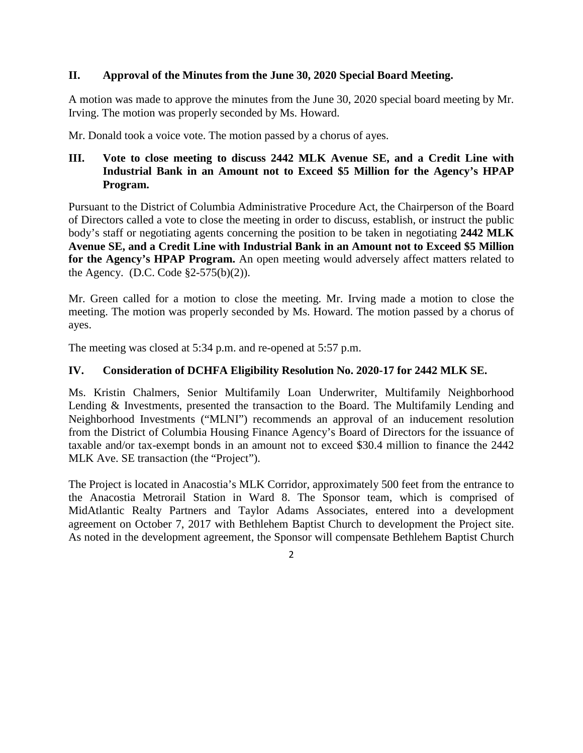## II. Approval of the Minutes from the June 30, 2020 Special Board Meeting.

A motion was made to approve the minutes from the June 30, 2020 special board meeting by Mr. Irving. The motion was properly seconded by Ms. Howard.

Mr. Donald took a voice vote. The motion passed by a chorus of ayes.

## III. Vote to close meeting to discuss 2442 MLK Avenue SE, and a Credit Line with Industrial Bank in an Amount not to Exceed $5 Million for the Agency's HPAP Program.

Pursuant to the District of Columbia Administrative Procedure Act, the Chairperson of the Board of Directors called a vote to close the meeting in order to discuss, establish, or instruct the public body's staff or negotiating agents concerning the position to be taken in negotiating **2442 MLK Avenue SE, and a Credit Line with Industrial Bank in an Amount not to Exceed $5 Million for the Agency's HPAP Program.** An open meeting would adversely affect matters related to the Agency. (D.C. Code §2-575(b)(2)).

Mr. Green called for a motion to close the meeting. Mr. Irving made a motion to close the meeting. The motion was properly seconded by Ms. Howard. The motion passed by a chorus of ayes.

The meeting was closed at 5:34 p.m. and re-opened at 5:57 p.m.

## IV. Consideration of DCHFA Eligibility Resolution No. 2020-17 for 2442 MLK SE.

Ms. Kristin Chalmers, Senior Multifamily Loan Underwriter, Multifamily Neighborhood Lending & Investments, presented the transaction to the Board. The Multifamily Lending and Neighborhood Investments ("MLNI") recommends an approval of an inducement resolution from the District of Columbia Housing Finance Agency's Board of Directors for the issuance of taxable and/or tax-exempt bonds in an amount not to exceed $30.4 million to finance the 2442 MLK Ave. SE transaction (the "Project").

The Project is located in Anacostia's MLK Corridor, approximately 500 feet from the entrance to the Anacostia Metrorail Station in Ward 8. The Sponsor team, which is comprised of MidAtlantic Realty Partners and Taylor Adams Associates, entered into a development agreement on October 7, 2017 with Bethlehem Baptist Church to development the Project site. As noted in the development agreement, the Sponsor will compensate Bethlehem Baptist Church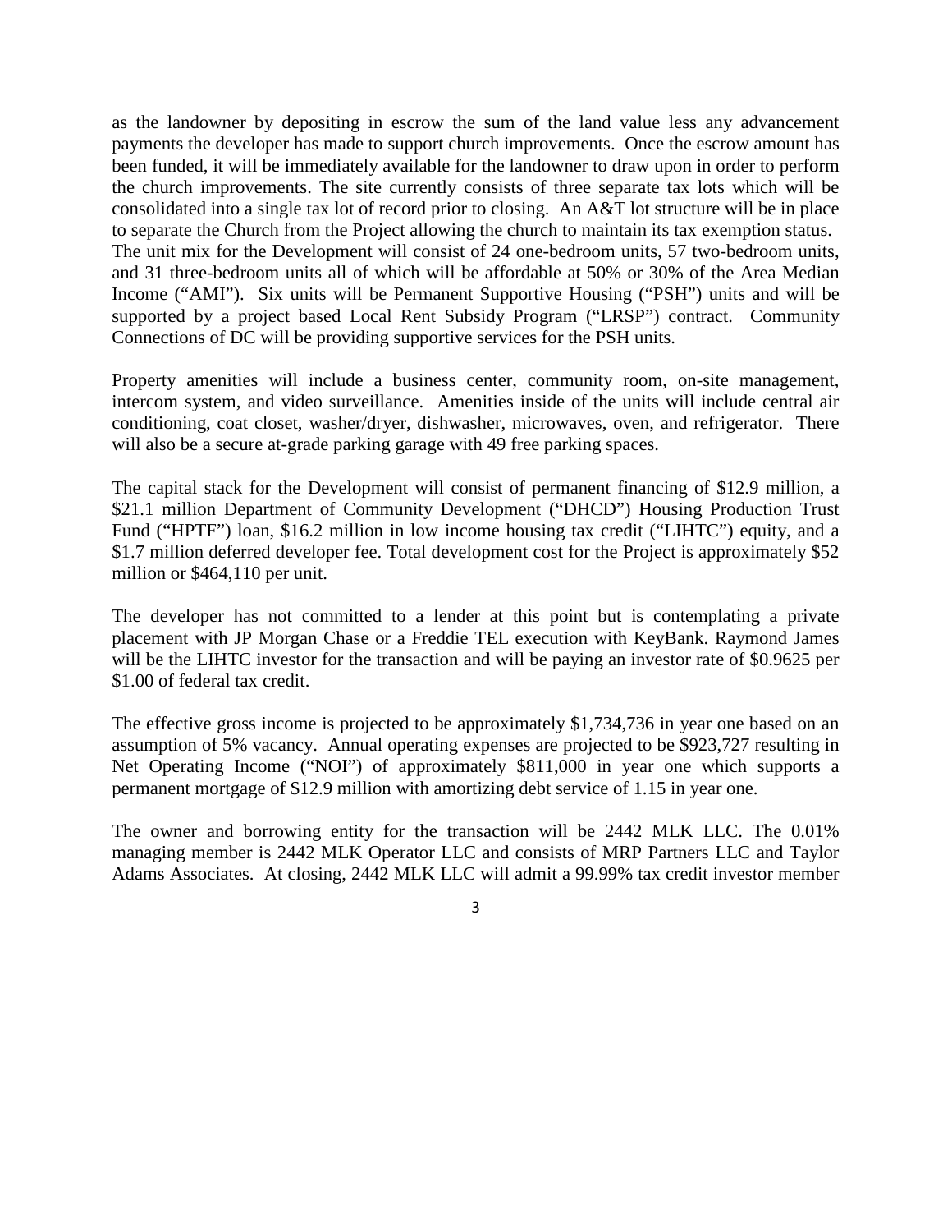as the landowner by depositing in escrow the sum of the land value less any advancement payments the developer has made to support church improvements. Once the escrow amount has been funded, it will be immediately available for the landowner to draw upon in order to perform the church improvements. The site currently consists of three separate tax lots which will be consolidated into a single tax lot of record prior to closing. An A&T lot structure will be in place to separate the Church from the Project allowing the church to maintain its tax exemption status. The unit mix for the Development will consist of 24 one-bedroom units, 57 two-bedroom units, and 31 three-bedroom units all of which will be affordable at 50% or 30% of the Area Median Income ("AMI"). Six units will be Permanent Supportive Housing ("PSH") units and will be supported by a project based Local Rent Subsidy Program ("LRSP") contract. Community Connections of DC will be providing supportive services for the PSH units.

Property amenities will include a business center, community room, on-site management, intercom system, and video surveillance. Amenities inside of the units will include central air conditioning, coat closet, washer/dryer, dishwasher, microwaves, oven, and refrigerator. There will also be a secure at-grade parking garage with 49 free parking spaces.

The capital stack for the Development will consist of permanent financing of $12.9 million, a $21.1 million Department of Community Development ("DHCD") Housing Production Trust Fund ("HPTF") loan, $16.2 million in low income housing tax credit ("LIHTC") equity, and a $1.7 million deferred developer fee. Total development cost for the Project is approximately $52 million or $464,110 per unit.

The developer has not committed to a lender at this point but is contemplating a private placement with JP Morgan Chase or a Freddie TEL execution with KeyBank. Raymond James will be the LIHTC investor for the transaction and will be paying an investor rate of $0.9625 per $1.00 of federal tax credit.

The effective gross income is projected to be approximately $1,734,736 in year one based on an assumption of 5% vacancy. Annual operating expenses are projected to be $923,727 resulting in Net Operating Income ("NOI") of approximately $811,000 in year one which supports a permanent mortgage of $12.9 million with amortizing debt service of 1.15 in year one.

The owner and borrowing entity for the transaction will be 2442 MLK LLC. The 0.01% managing member is 2442 MLK Operator LLC and consists of MRP Partners LLC and Taylor Adams Associates. At closing, 2442 MLK LLC will admit a 99.99% tax credit investor member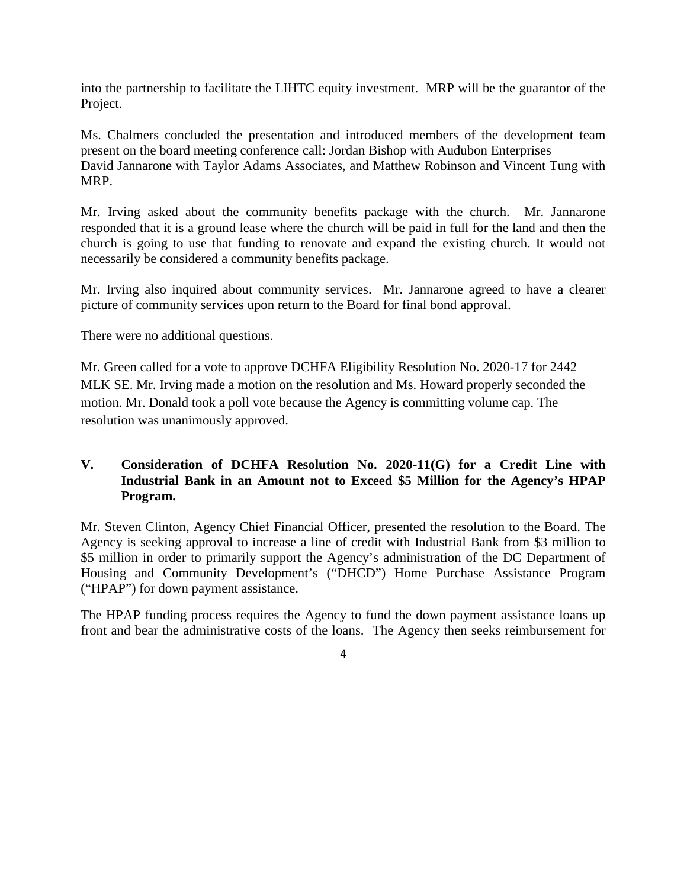into the partnership to facilitate the LIHTC equity investment. MRP will be the guarantor of the Project.

Ms. Chalmers concluded the presentation and introduced members of the development team present on the board meeting conference call: Jordan Bishop with Audubon Enterprises David Jannarone with Taylor Adams Associates, and Matthew Robinson and Vincent Tung with MRP.

Mr. Irving asked about the community benefits package with the church. Mr. Jannarone responded that it is a ground lease where the church will be paid in full for the land and then the church is going to use that funding to renovate and expand the existing church. It would not necessarily be considered a community benefits package.

Mr. Irving also inquired about community services. Mr. Jannarone agreed to have a clearer picture of community services upon return to the Board for final bond approval.

There were no additional questions.

Mr. Green called for a vote to approve DCHFA Eligibility Resolution No. 2020-17 for 2442 MLK SE. Mr. Irving made a motion on the resolution and Ms. Howard properly seconded the motion. Mr. Donald took a poll vote because the Agency is committing volume cap. The resolution was unanimously approved.

## V. Consideration of DCHFA Resolution No. 2020-11(G) for a Credit Line with Industrial Bank in an Amount not to Exceed $5 Million for the Agency's HPAP Program.

Mr. Steven Clinton, Agency Chief Financial Officer, presented the resolution to the Board. The Agency is seeking approval to increase a line of credit with Industrial Bank from $3 million to $5 million in order to primarily support the Agency's administration of the DC Department of Housing and Community Development's ("DHCD") Home Purchase Assistance Program ("HPAP") for down payment assistance.

The HPAP funding process requires the Agency to fund the down payment assistance loans up front and bear the administrative costs of the loans. The Agency then seeks reimbursement for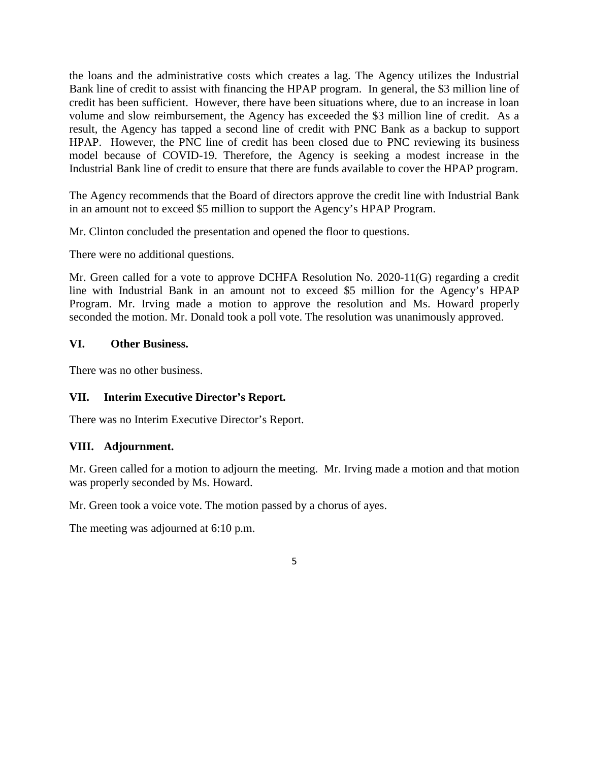the loans and the administrative costs which creates a lag. The Agency utilizes the Industrial Bank line of credit to assist with financing the HPAP program. In general, the $3 million line of credit has been sufficient. However, there have been situations where, due to an increase in loan volume and slow reimbursement, the Agency has exceeded the $3 million line of credit. As a result, the Agency has tapped a second line of credit with PNC Bank as a backup to support HPAP. However, the PNC line of credit has been closed due to PNC reviewing its business model because of COVID-19. Therefore, the Agency is seeking a modest increase in the Industrial Bank line of credit to ensure that there are funds available to cover the HPAP program.

The Agency recommends that the Board of directors approve the credit line with Industrial Bank in an amount not to exceed $5 million to support the Agency's HPAP Program.

Mr. Clinton concluded the presentation and opened the floor to questions.

There were no additional questions.

Mr. Green called for a vote to approve DCHFA Resolution No. 2020-11(G) regarding a credit line with Industrial Bank in an amount not to exceed $5 million for the Agency's HPAP Program. Mr. Irving made a motion to approve the resolution and Ms. Howard properly seconded the motion. Mr. Donald took a poll vote. The resolution was unanimously approved.

### VI. Other Business.

There was no other business.

### VII. Interim Executive Director's Report.

There was no Interim Executive Director's Report.

### VIII. Adjournment.

Mr. Green called for a motion to adjourn the meeting. Mr. Irving made a motion and that motion was properly seconded by Ms. Howard.

Mr. Green took a voice vote. The motion passed by a chorus of ayes.

The meeting was adjourned at 6:10 p.m.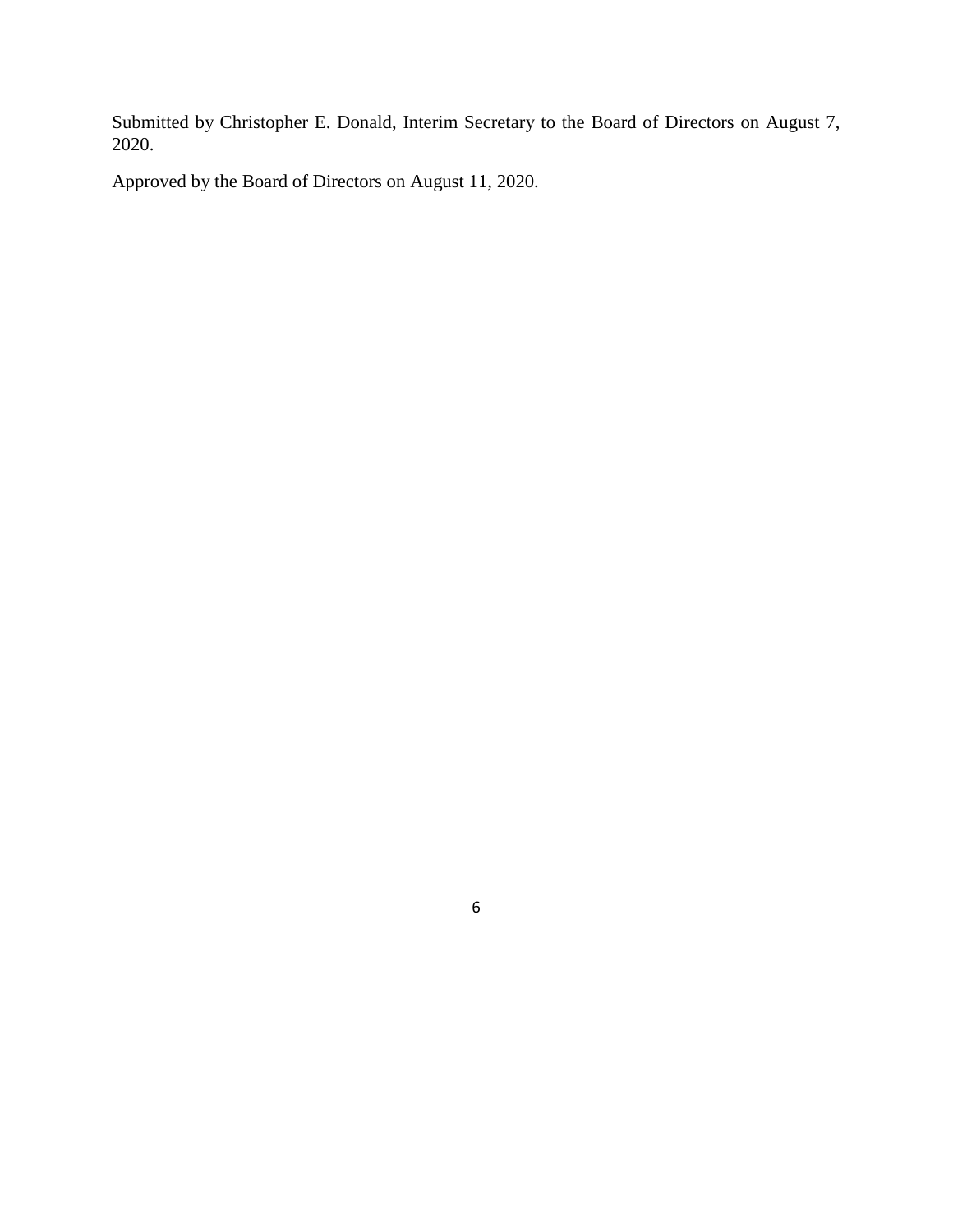Submitted by Christopher E. Donald, Interim Secretary to the Board of Directors on August 7, 2020.

Approved by the Board of Directors on August 11, 2020.